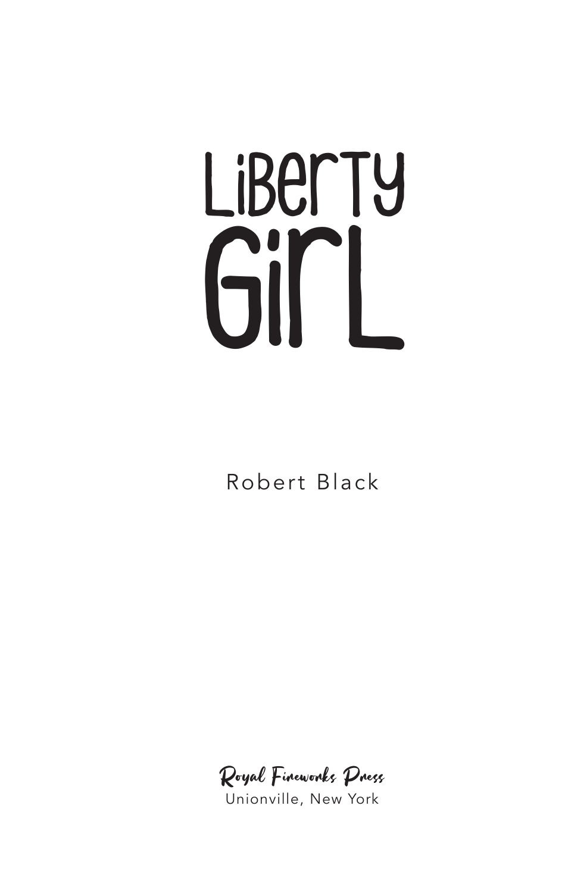# Liberty Girl

Robert Black

Royal Fireworks Press
Unionville, New York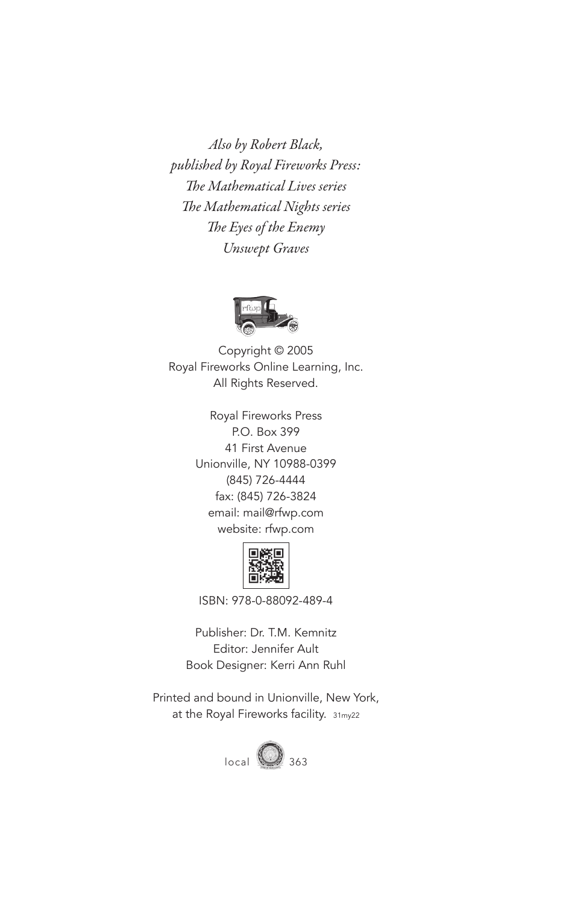*Also by Robert Black,*
*published by Royal Fireworks Press:*
*The Mathematical Lives series*
*The Mathematical Nights series*
*The Eyes of the Enemy*
*Unswept Graves*

Copyright © 2005
Royal Fireworks Online Learning, Inc.
All Rights Reserved.

Royal Fireworks Press
P.O. Box 399
41 First Avenue
Unionville, NY 10988-0399
(845) 726-4444
fax: (845) 726-3824
email: mail@rfwp.com
website: rfwp.com

ISBN: 978-0-88092-489-4

Publisher: Dr. T.M. Kemnitz
Editor: Jennifer Ault
Book Designer: Kerri Ann Ruhl

Printed and bound in Unionville, New York,
at the Royal Fireworks facility. 31my22

local 363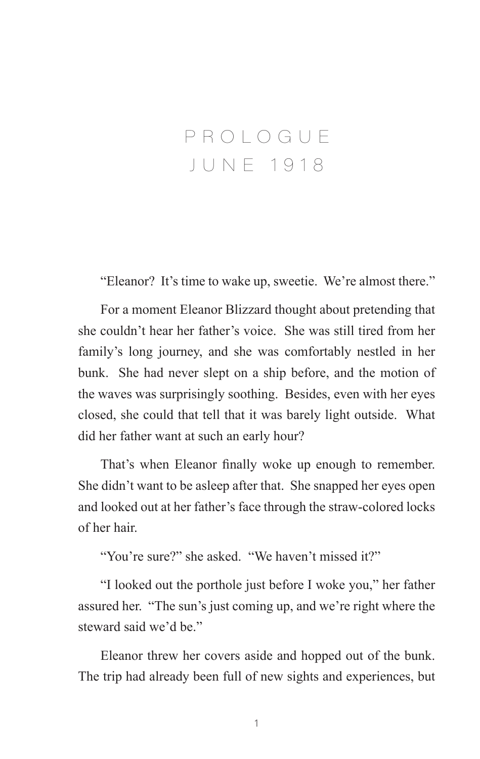# PROLOGUE
## JUNE 1918

"Eleanor? It's time to wake up, sweetie. We're almost there."

For a moment Eleanor Blizzard thought about pretending that she couldn't hear her father's voice. She was still tired from her family's long journey, and she was comfortably nestled in her bunk. She had never slept on a ship before, and the motion of the waves was surprisingly soothing. Besides, even with her eyes closed, she could that tell that it was barely light outside. What did her father want at such an early hour?

That's when Eleanor finally woke up enough to remember. She didn't want to be asleep after that. She snapped her eyes open and looked out at her father's face through the straw-colored locks of her hair.

"You're sure?" she asked. "We haven't missed it?"

"I looked out the porthole just before I woke you," her father assured her. "The sun's just coming up, and we're right where the steward said we'd be."

Eleanor threw her covers aside and hopped out of the bunk. The trip had already been full of new sights and experiences, but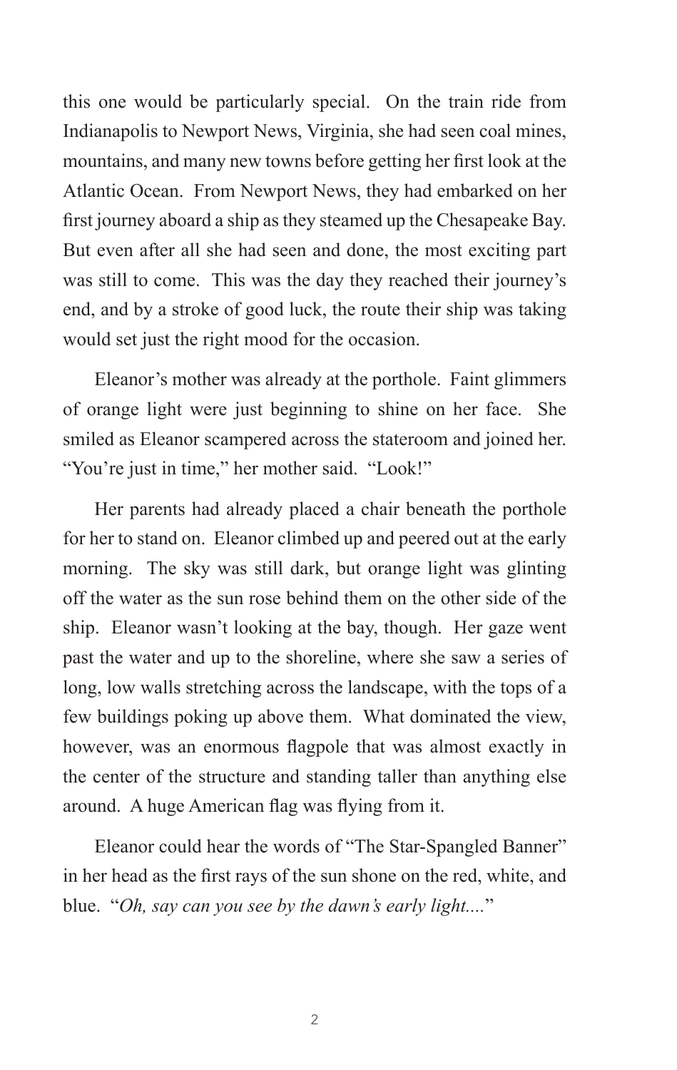this one would be particularly special. On the train ride from Indianapolis to Newport News, Virginia, she had seen coal mines, mountains, and many new towns before getting her first look at the Atlantic Ocean. From Newport News, they had embarked on her first journey aboard a ship as they steamed up the Chesapeake Bay. But even after all she had seen and done, the most exciting part was still to come. This was the day they reached their journey's end, and by a stroke of good luck, the route their ship was taking would set just the right mood for the occasion.

Eleanor's mother was already at the porthole. Faint glimmers of orange light were just beginning to shine on her face. She smiled as Eleanor scampered across the stateroom and joined her. "You're just in time," her mother said. "Look!"

Her parents had already placed a chair beneath the porthole for her to stand on. Eleanor climbed up and peered out at the early morning. The sky was still dark, but orange light was glinting off the water as the sun rose behind them on the other side of the ship. Eleanor wasn't looking at the bay, though. Her gaze went past the water and up to the shoreline, where she saw a series of long, low walls stretching across the landscape, with the tops of a few buildings poking up above them. What dominated the view, however, was an enormous flagpole that was almost exactly in the center of the structure and standing taller than anything else around. A huge American flag was flying from it.

Eleanor could hear the words of "The Star-Spangled Banner" in her head as the first rays of the sun shone on the red, white, and blue. "*Oh, say can you see by the dawn's early light....*"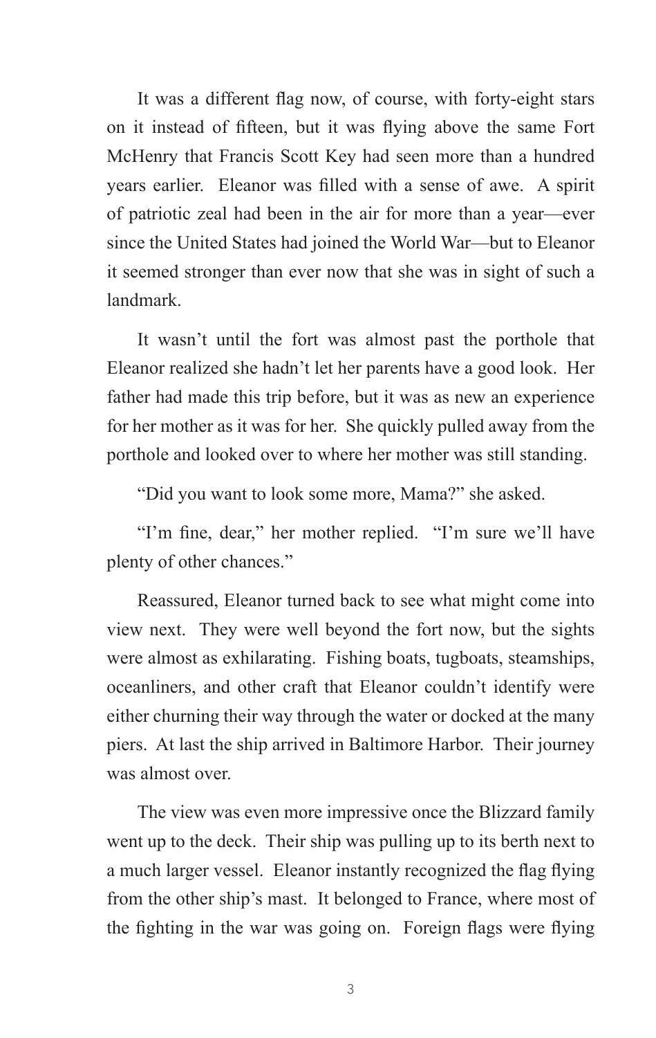It was a different flag now, of course, with forty-eight stars on it instead of fifteen, but it was flying above the same Fort McHenry that Francis Scott Key had seen more than a hundred years earlier. Eleanor was filled with a sense of awe. A spirit of patriotic zeal had been in the air for more than a year—ever since the United States had joined the World War—but to Eleanor it seemed stronger than ever now that she was in sight of such a landmark.

It wasn't until the fort was almost past the porthole that Eleanor realized she hadn't let her parents have a good look. Her father had made this trip before, but it was as new an experience for her mother as it was for her. She quickly pulled away from the porthole and looked over to where her mother was still standing.

"Did you want to look some more, Mama?" she asked.

"I'm fine, dear," her mother replied. "I'm sure we'll have plenty of other chances."

Reassured, Eleanor turned back to see what might come into view next. They were well beyond the fort now, but the sights were almost as exhilarating. Fishing boats, tugboats, steamships, oceanliners, and other craft that Eleanor couldn't identify were either churning their way through the water or docked at the many piers. At last the ship arrived in Baltimore Harbor. Their journey was almost over.

The view was even more impressive once the Blizzard family went up to the deck. Their ship was pulling up to its berth next to a much larger vessel. Eleanor instantly recognized the flag flying from the other ship's mast. It belonged to France, where most of the fighting in the war was going on. Foreign flags were flying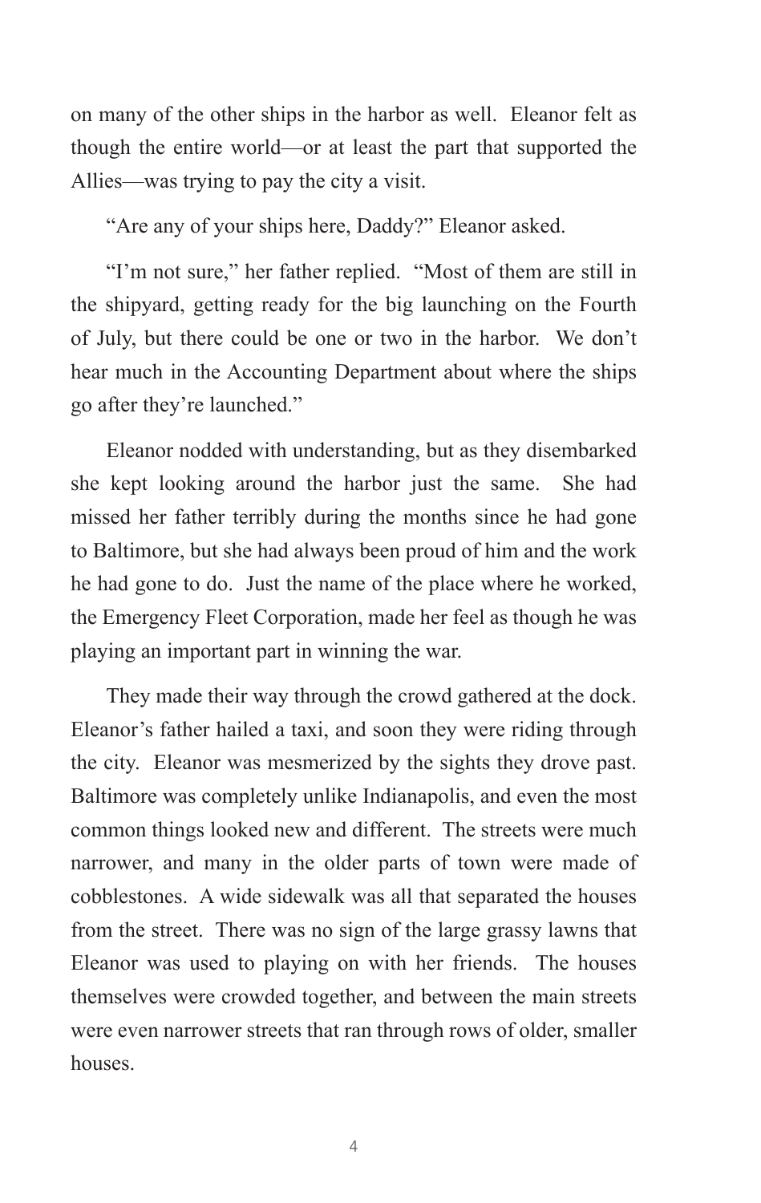on many of the other ships in the harbor as well. Eleanor felt as though the entire world—or at least the part that supported the Allies—was trying to pay the city a visit.

"Are any of your ships here, Daddy?" Eleanor asked.

"I'm not sure," her father replied. "Most of them are still in the shipyard, getting ready for the big launching on the Fourth of July, but there could be one or two in the harbor. We don't hear much in the Accounting Department about where the ships go after they're launched."

Eleanor nodded with understanding, but as they disembarked she kept looking around the harbor just the same. She had missed her father terribly during the months since he had gone to Baltimore, but she had always been proud of him and the work he had gone to do. Just the name of the place where he worked, the Emergency Fleet Corporation, made her feel as though he was playing an important part in winning the war.

They made their way through the crowd gathered at the dock. Eleanor's father hailed a taxi, and soon they were riding through the city. Eleanor was mesmerized by the sights they drove past. Baltimore was completely unlike Indianapolis, and even the most common things looked new and different. The streets were much narrower, and many in the older parts of town were made of cobblestones. A wide sidewalk was all that separated the houses from the street. There was no sign of the large grassy lawns that Eleanor was used to playing on with her friends. The houses themselves were crowded together, and between the main streets were even narrower streets that ran through rows of older, smaller houses.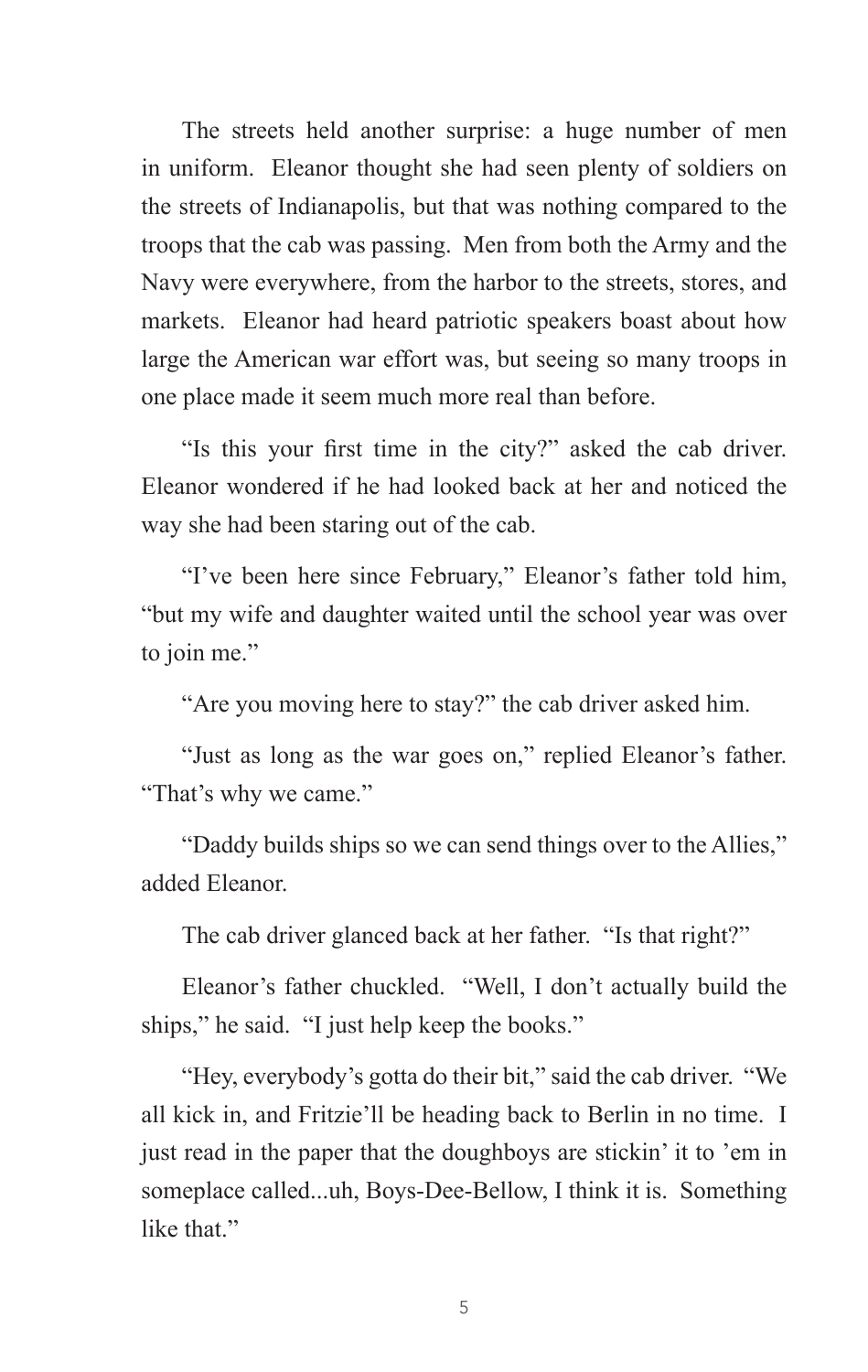The streets held another surprise: a huge number of men in uniform. Eleanor thought she had seen plenty of soldiers on the streets of Indianapolis, but that was nothing compared to the troops that the cab was passing. Men from both the Army and the Navy were everywhere, from the harbor to the streets, stores, and markets. Eleanor had heard patriotic speakers boast about how large the American war effort was, but seeing so many troops in one place made it seem much more real than before.

"Is this your first time in the city?" asked the cab driver. Eleanor wondered if he had looked back at her and noticed the way she had been staring out of the cab.

"I've been here since February," Eleanor's father told him, "but my wife and daughter waited until the school year was over to join me."

"Are you moving here to stay?" the cab driver asked him.

"Just as long as the war goes on," replied Eleanor's father. "That's why we came."

"Daddy builds ships so we can send things over to the Allies," added Eleanor.

The cab driver glanced back at her father. "Is that right?"

Eleanor's father chuckled. "Well, I don't actually build the ships," he said. "I just help keep the books."

"Hey, everybody's gotta do their bit," said the cab driver. "We all kick in, and Fritzie'll be heading back to Berlin in no time. I just read in the paper that the doughboys are stickin' it to 'em in someplace called...uh, Boys-Dee-Bellow, I think it is. Something like that."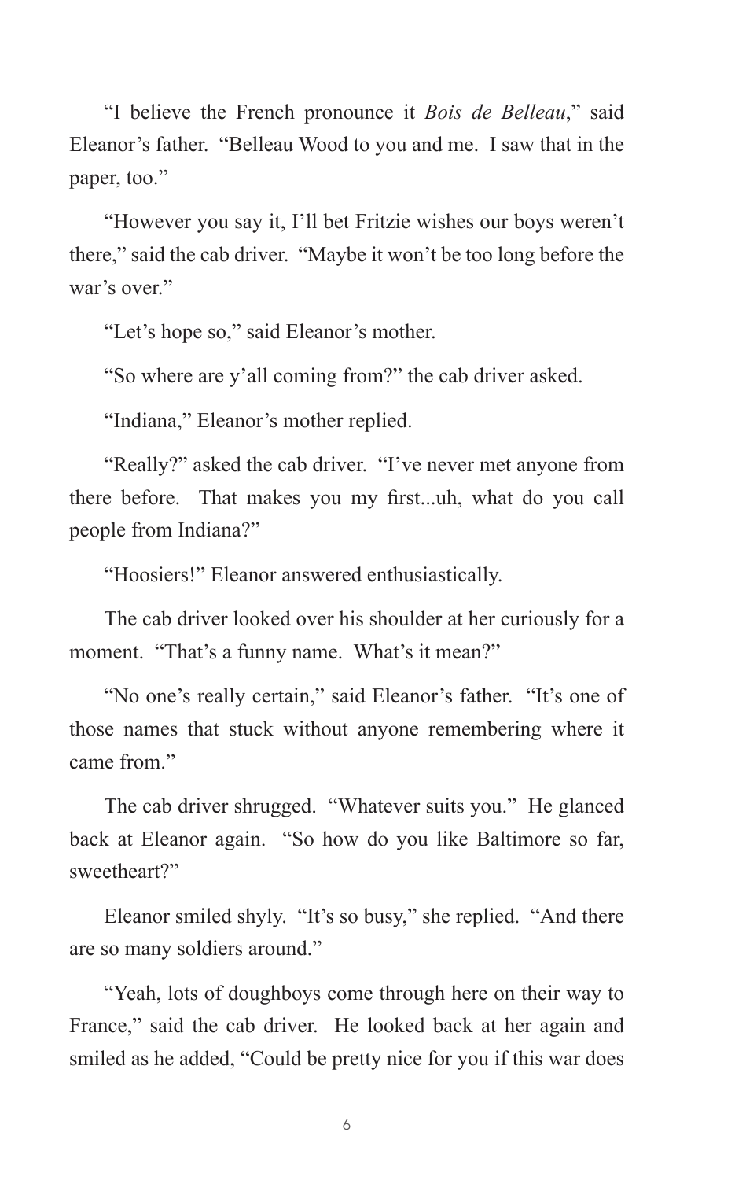"I believe the French pronounce it *Bois de Belleau*," said Eleanor's father. "Belleau Wood to you and me. I saw that in the paper, too."

"However you say it, I'll bet Fritzie wishes our boys weren't there," said the cab driver. "Maybe it won't be too long before the war's over."

"Let's hope so," said Eleanor's mother.

"So where are y'all coming from?" the cab driver asked.

"Indiana," Eleanor's mother replied.

"Really?" asked the cab driver. "I've never met anyone from there before. That makes you my first...uh, what do you call people from Indiana?"

"Hoosiers!" Eleanor answered enthusiastically.

The cab driver looked over his shoulder at her curiously for a moment. "That's a funny name. What's it mean?"

"No one's really certain," said Eleanor's father. "It's one of those names that stuck without anyone remembering where it came from."

The cab driver shrugged. "Whatever suits you." He glanced back at Eleanor again. "So how do you like Baltimore so far, sweetheart?"

Eleanor smiled shyly. "It's so busy," she replied. "And there are so many soldiers around."

"Yeah, lots of doughboys come through here on their way to France," said the cab driver. He looked back at her again and smiled as he added, "Could be pretty nice for you if this war does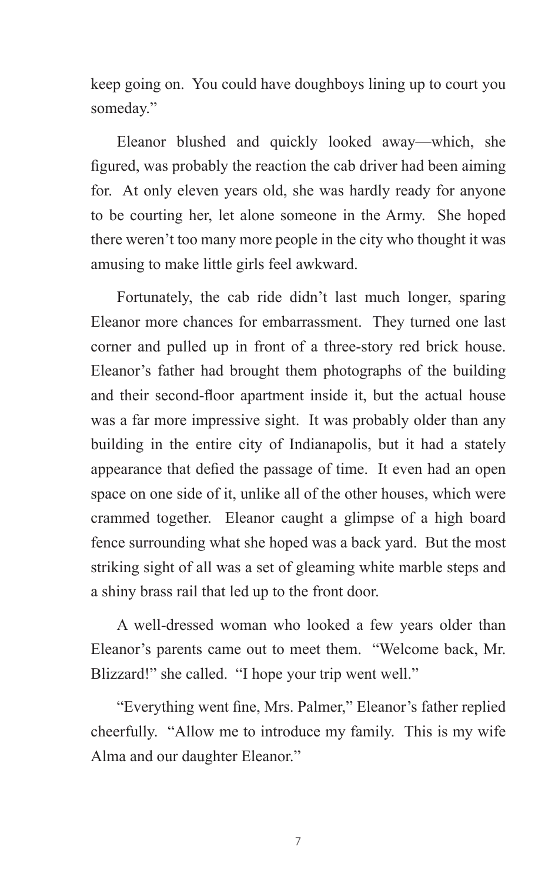keep going on. You could have doughboys lining up to court you someday."

Eleanor blushed and quickly looked away—which, she figured, was probably the reaction the cab driver had been aiming for. At only eleven years old, she was hardly ready for anyone to be courting her, let alone someone in the Army. She hoped there weren't too many more people in the city who thought it was amusing to make little girls feel awkward.

Fortunately, the cab ride didn't last much longer, sparing Eleanor more chances for embarrassment. They turned one last corner and pulled up in front of a three-story red brick house. Eleanor's father had brought them photographs of the building and their second-floor apartment inside it, but the actual house was a far more impressive sight. It was probably older than any building in the entire city of Indianapolis, but it had a stately appearance that defied the passage of time. It even had an open space on one side of it, unlike all of the other houses, which were crammed together. Eleanor caught a glimpse of a high board fence surrounding what she hoped was a back yard. But the most striking sight of all was a set of gleaming white marble steps and a shiny brass rail that led up to the front door.

A well-dressed woman who looked a few years older than Eleanor's parents came out to meet them. "Welcome back, Mr. Blizzard!" she called. "I hope your trip went well."

"Everything went fine, Mrs. Palmer," Eleanor's father replied cheerfully. "Allow me to introduce my family. This is my wife Alma and our daughter Eleanor."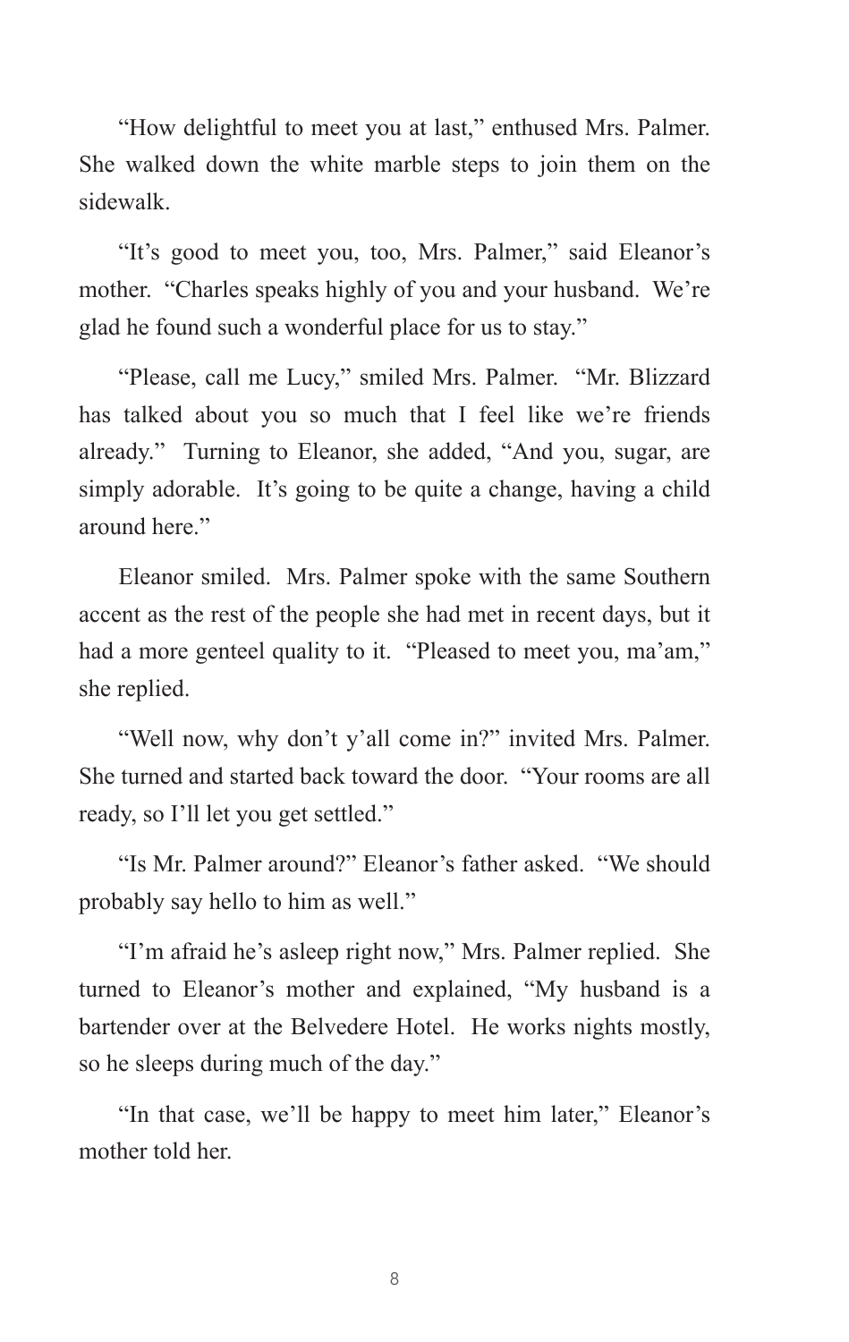"How delightful to meet you at last," enthused Mrs. Palmer. She walked down the white marble steps to join them on the sidewalk.

"It's good to meet you, too, Mrs. Palmer," said Eleanor's mother. "Charles speaks highly of you and your husband. We're glad he found such a wonderful place for us to stay."

"Please, call me Lucy," smiled Mrs. Palmer. "Mr. Blizzard has talked about you so much that I feel like we're friends already." Turning to Eleanor, she added, "And you, sugar, are simply adorable. It's going to be quite a change, having a child around here."

Eleanor smiled. Mrs. Palmer spoke with the same Southern accent as the rest of the people she had met in recent days, but it had a more genteel quality to it. "Pleased to meet you, ma'am," she replied.

"Well now, why don't y'all come in?" invited Mrs. Palmer. She turned and started back toward the door. "Your rooms are all ready, so I'll let you get settled."

"Is Mr. Palmer around?" Eleanor's father asked. "We should probably say hello to him as well."

"I'm afraid he's asleep right now," Mrs. Palmer replied. She turned to Eleanor's mother and explained, "My husband is a bartender over at the Belvedere Hotel. He works nights mostly, so he sleeps during much of the day."

"In that case, we'll be happy to meet him later," Eleanor's mother told her.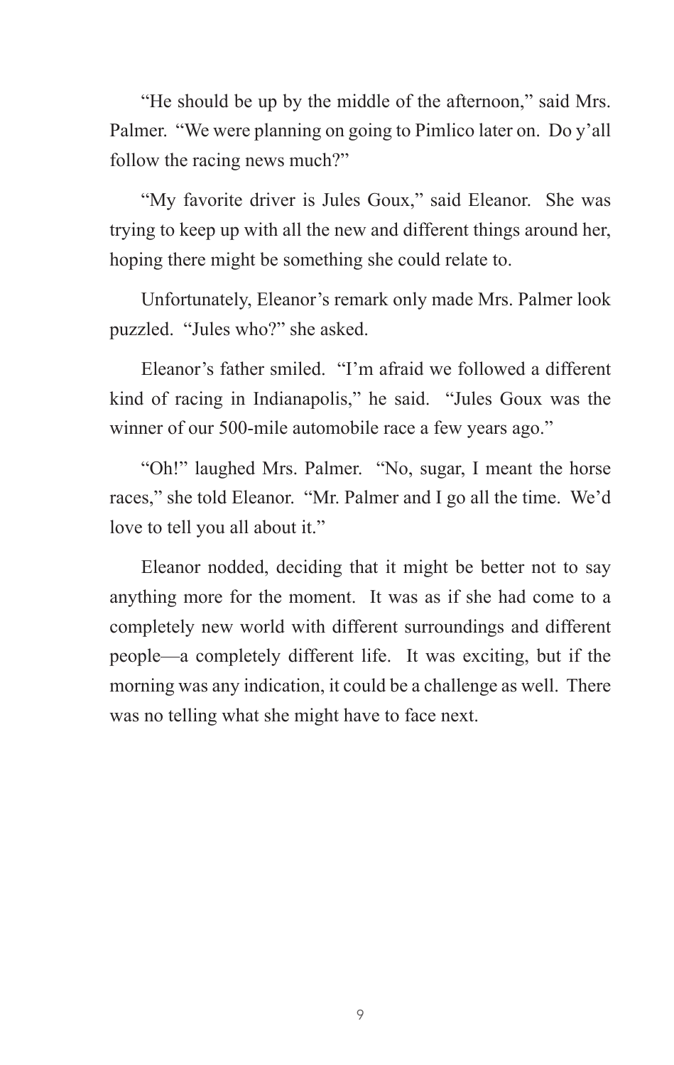"He should be up by the middle of the afternoon," said Mrs. Palmer. "We were planning on going to Pimlico later on. Do y'all follow the racing news much?"

"My favorite driver is Jules Goux," said Eleanor. She was trying to keep up with all the new and different things around her, hoping there might be something she could relate to.

Unfortunately, Eleanor's remark only made Mrs. Palmer look puzzled. "Jules who?" she asked.

Eleanor's father smiled. "I'm afraid we followed a different kind of racing in Indianapolis," he said. "Jules Goux was the winner of our 500-mile automobile race a few years ago."

"Oh!" laughed Mrs. Palmer. "No, sugar, I meant the horse races," she told Eleanor. "Mr. Palmer and I go all the time. We'd love to tell you all about it."

Eleanor nodded, deciding that it might be better not to say anything more for the moment. It was as if she had come to a completely new world with different surroundings and different people—a completely different life. It was exciting, but if the morning was any indication, it could be a challenge as well. There was no telling what she might have to face next.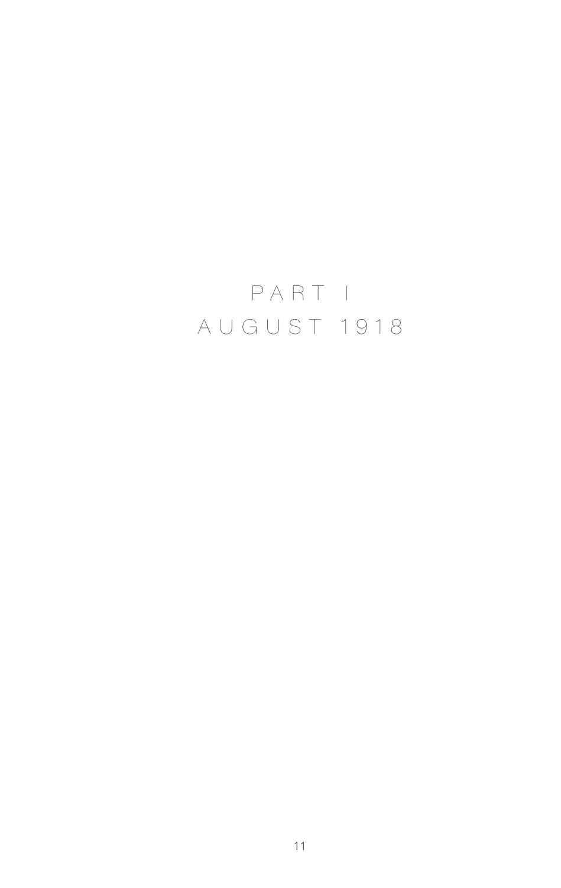# PART I
# AUGUST 1918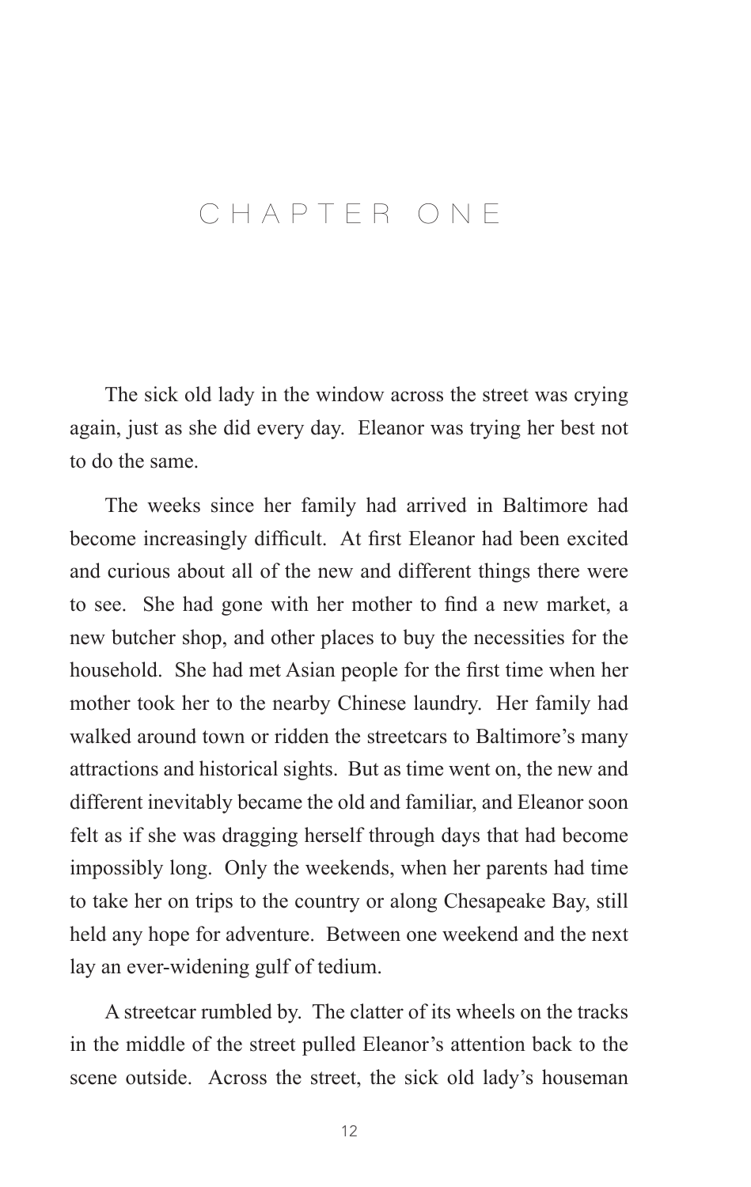# CHAPTER ONE

The sick old lady in the window across the street was crying again, just as she did every day. Eleanor was trying her best not to do the same.

The weeks since her family had arrived in Baltimore had become increasingly difficult. At first Eleanor had been excited and curious about all of the new and different things there were to see. She had gone with her mother to find a new market, a new butcher shop, and other places to buy the necessities for the household. She had met Asian people for the first time when her mother took her to the nearby Chinese laundry. Her family had walked around town or ridden the streetcars to Baltimore's many attractions and historical sights. But as time went on, the new and different inevitably became the old and familiar, and Eleanor soon felt as if she was dragging herself through days that had become impossibly long. Only the weekends, when her parents had time to take her on trips to the country or along Chesapeake Bay, still held any hope for adventure. Between one weekend and the next lay an ever-widening gulf of tedium.

A streetcar rumbled by. The clatter of its wheels on the tracks in the middle of the street pulled Eleanor's attention back to the scene outside. Across the street, the sick old lady's houseman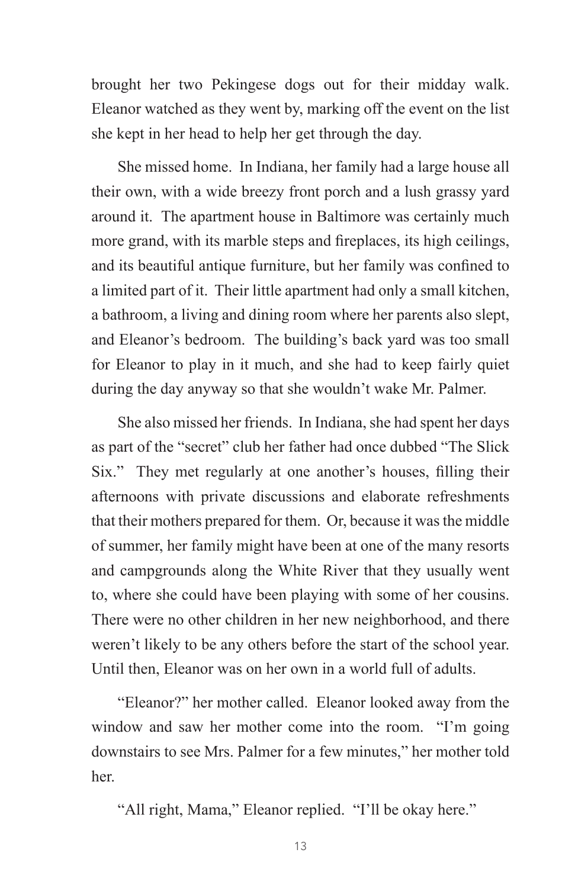brought her two Pekingese dogs out for their midday walk. Eleanor watched as they went by, marking off the event on the list she kept in her head to help her get through the day.

She missed home. In Indiana, her family had a large house all their own, with a wide breezy front porch and a lush grassy yard around it. The apartment house in Baltimore was certainly much more grand, with its marble steps and fireplaces, its high ceilings, and its beautiful antique furniture, but her family was confined to a limited part of it. Their little apartment had only a small kitchen, a bathroom, a living and dining room where her parents also slept, and Eleanor's bedroom. The building's back yard was too small for Eleanor to play in it much, and she had to keep fairly quiet during the day anyway so that she wouldn't wake Mr. Palmer.

She also missed her friends. In Indiana, she had spent her days as part of the "secret" club her father had once dubbed "The Slick Six." They met regularly at one another's houses, filling their afternoons with private discussions and elaborate refreshments that their mothers prepared for them. Or, because it was the middle of summer, her family might have been at one of the many resorts and campgrounds along the White River that they usually went to, where she could have been playing with some of her cousins. There were no other children in her new neighborhood, and there weren't likely to be any others before the start of the school year. Until then, Eleanor was on her own in a world full of adults.

"Eleanor?" her mother called. Eleanor looked away from the window and saw her mother come into the room. "I'm going downstairs to see Mrs. Palmer for a few minutes," her mother told her.

"All right, Mama," Eleanor replied. "I'll be okay here."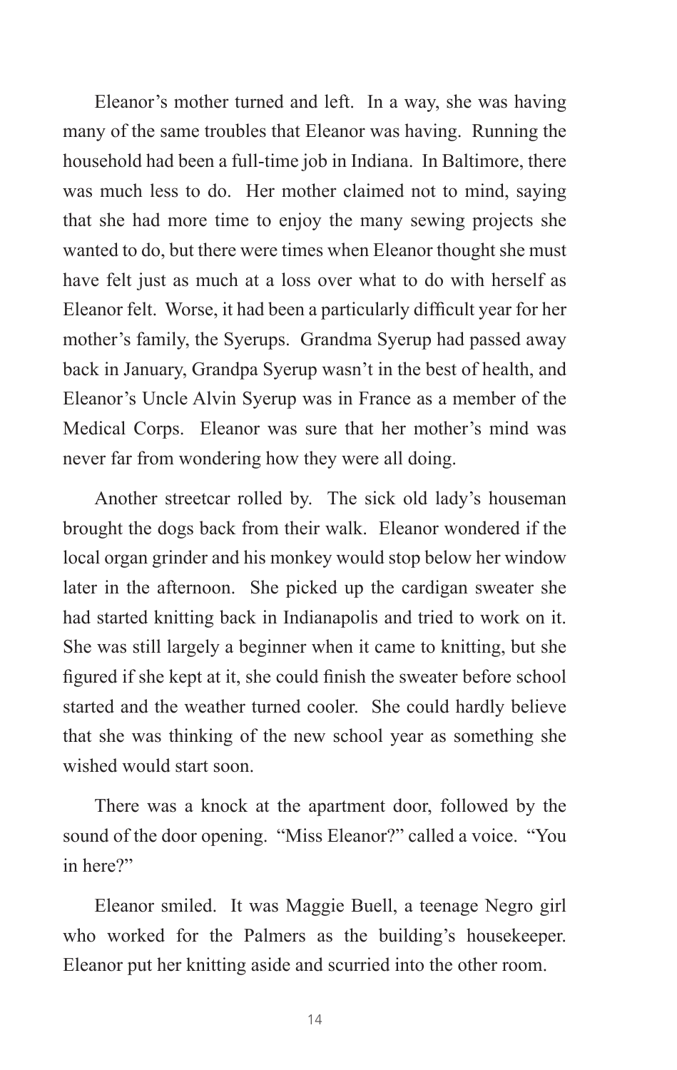Eleanor's mother turned and left. In a way, she was having many of the same troubles that Eleanor was having. Running the household had been a full-time job in Indiana. In Baltimore, there was much less to do. Her mother claimed not to mind, saying that she had more time to enjoy the many sewing projects she wanted to do, but there were times when Eleanor thought she must have felt just as much at a loss over what to do with herself as Eleanor felt. Worse, it had been a particularly difficult year for her mother's family, the Syerups. Grandma Syerup had passed away back in January, Grandpa Syerup wasn't in the best of health, and Eleanor's Uncle Alvin Syerup was in France as a member of the Medical Corps. Eleanor was sure that her mother's mind was never far from wondering how they were all doing.

Another streetcar rolled by. The sick old lady's houseman brought the dogs back from their walk. Eleanor wondered if the local organ grinder and his monkey would stop below her window later in the afternoon. She picked up the cardigan sweater she had started knitting back in Indianapolis and tried to work on it. She was still largely a beginner when it came to knitting, but she figured if she kept at it, she could finish the sweater before school started and the weather turned cooler. She could hardly believe that she was thinking of the new school year as something she wished would start soon.

There was a knock at the apartment door, followed by the sound of the door opening. "Miss Eleanor?" called a voice. "You in here?"

Eleanor smiled. It was Maggie Buell, a teenage Negro girl who worked for the Palmers as the building's housekeeper. Eleanor put her knitting aside and scurried into the other room.